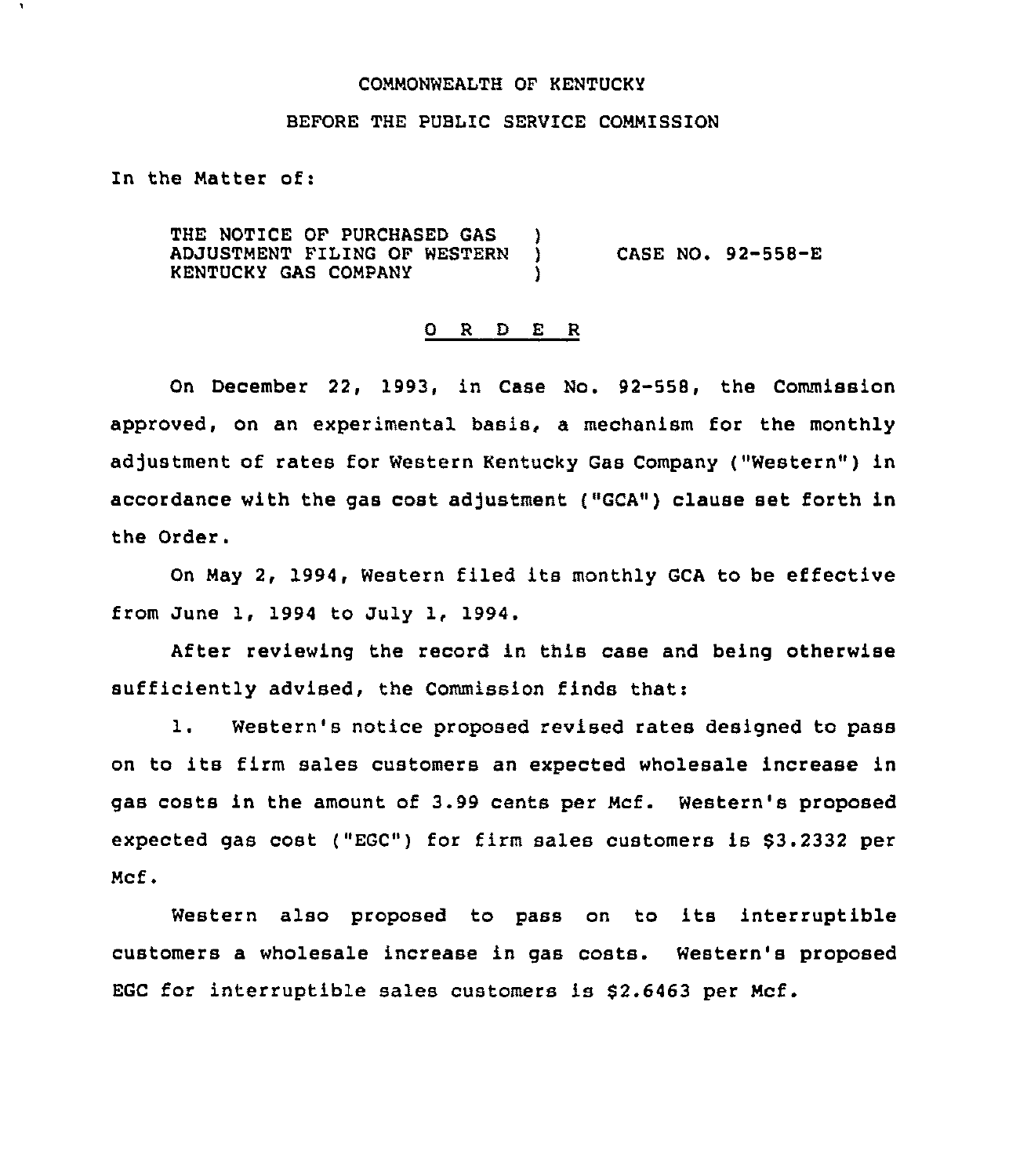COMMONWEALTH OF KENTUCKY

BEFORE THE PUBLIC SERVICE COMMISSION

In the Matter of:

THE NOTICE OF PURCHASED GAS ADJUSTMENT FILING OF WESTERN KENTUCKY GAS COMPANY ) CASE NO. 92-558-E

## O R D E R

On December 22, 1993, in Case No. 92-558, the Commission approved, on an experimental basis, a mechanism for the monthly adjustment of rates for Western Kentucky Gas Company ("Western") in accordance with the gas cost adjustment ("GCA") clause set forth in the Order.

On May 2, 1994, Western filed its monthly GCA to be effective from June 1, 1994 to July 1, 1994.

After reviewing the record in this case and being otherwise sufficiently advised, the Commission finds that:

1. Western's notice proposed revised rates designed to pass on to its firm sales customers an expected wholesale increase in gas costs in the amount of 3.99 cents per Mcf. Western's proposed expected gas cost ("EGC") for firm sales customers is $3.2332 per Mcf.

Western also proposed to pass on to its interruptible customers a wholesale increase in gas costs. Western's proposed EGC for interruptible sales customers is $2.6463 per Mcf.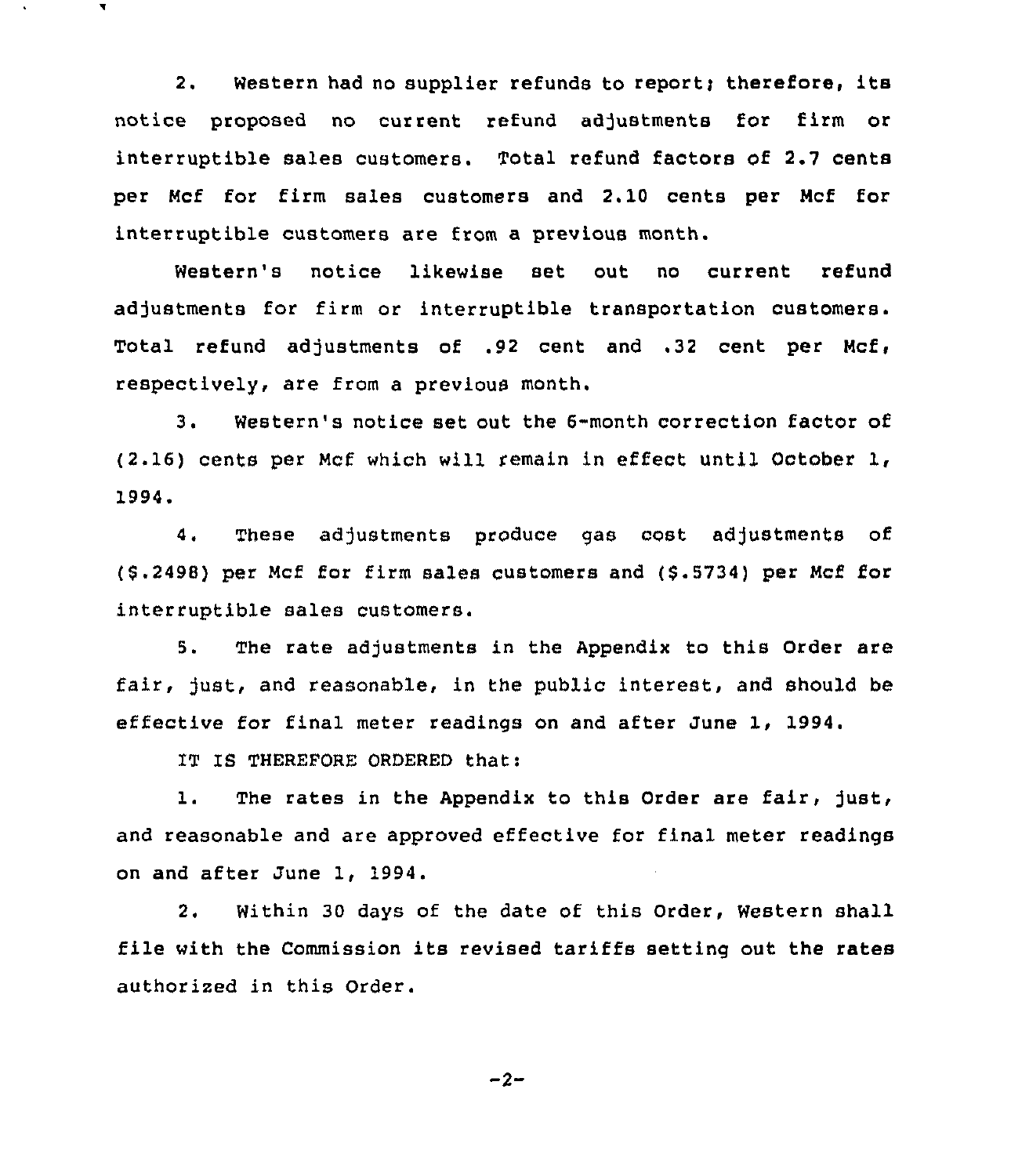2. Western had no supplier refunds to report; therefore, its notice proposed no current refund adjustments for firm or interruptible sales customers. Total refund factors of 2.7 cents per Mcf for firm sales customers and 2.10 cents per Mcf for interruptible customers are from a previous month.

Western's notice likewise set out no current refund adjustments for firm or interruptible transportation customers. Total refund adjustments of .92 cent and .32 cent per Mcf, respectively, are from a previous month.

3. Western's notice set out the 6-month correction factor of (2.16) cents per Mcf which will remain in effect until October 1, 1994.

4. These adjustments produce gas cost adjustments of ($.2498) per Mcf for firm sales customers and ($.5734) per Mcf for interruptible sales customers.

5. The rate adjustments in the Appendix to this Order are fair, just, and reasonable, in the public interest, and should be effective for final meter readings on and after June 1, 1994.

IT IS THEREFORE ORDERED that:

1. The rates in the Appendix to this Order are fair, just, and reasonable and are approved effective for final meter readings on and after June 1, 1994.

2. Within 30 days of the date of this Order, Western shall file with the Commission its revised tariffs setting out the rates authorized in this Order.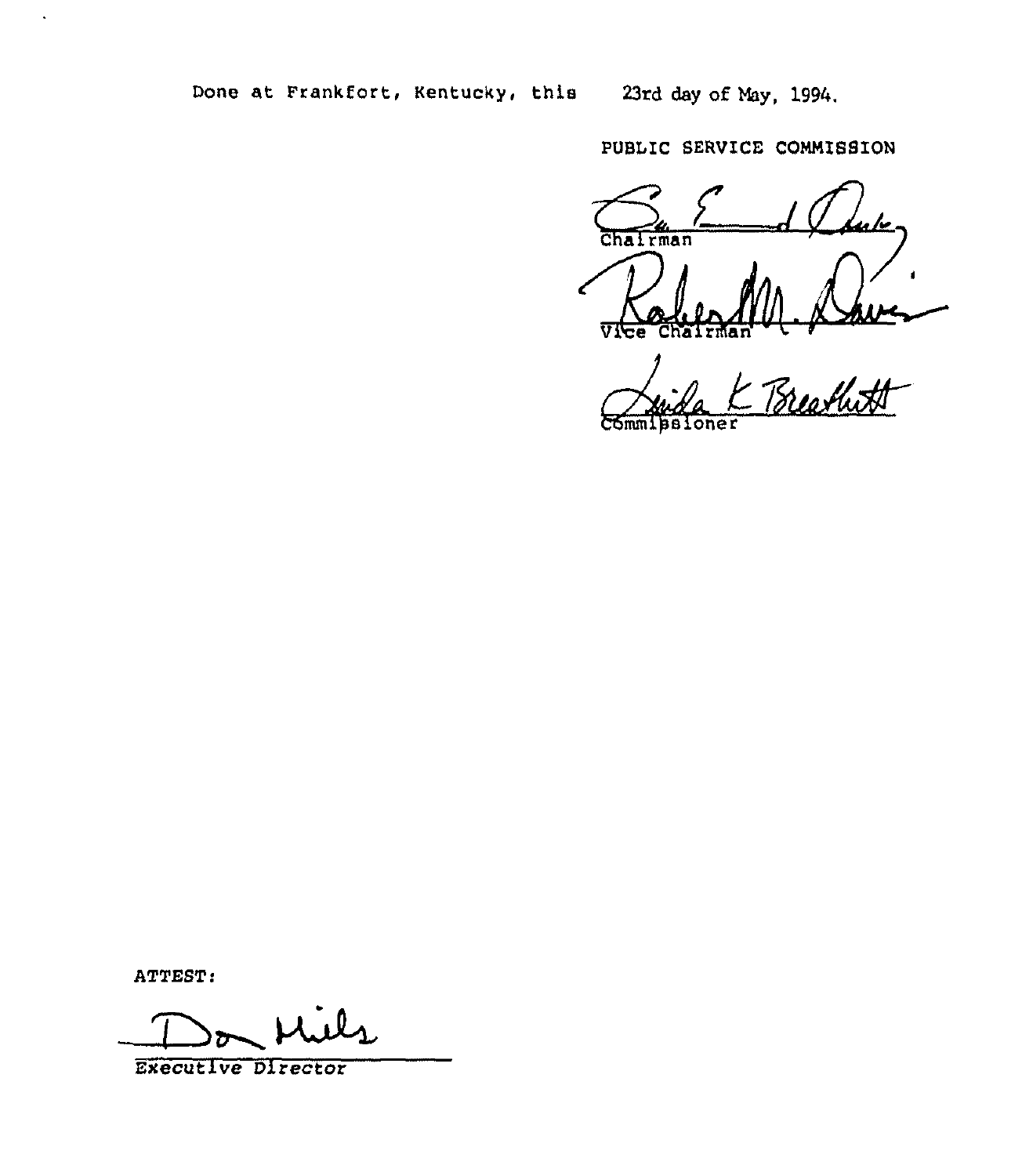Done at Frankfort, Kentucky, this 23rd day of May, 1994.

PUBLIC SERVICE COMMISSION

Chairman

Vice Chairman

Commissioner

ATTEST:

Executive Director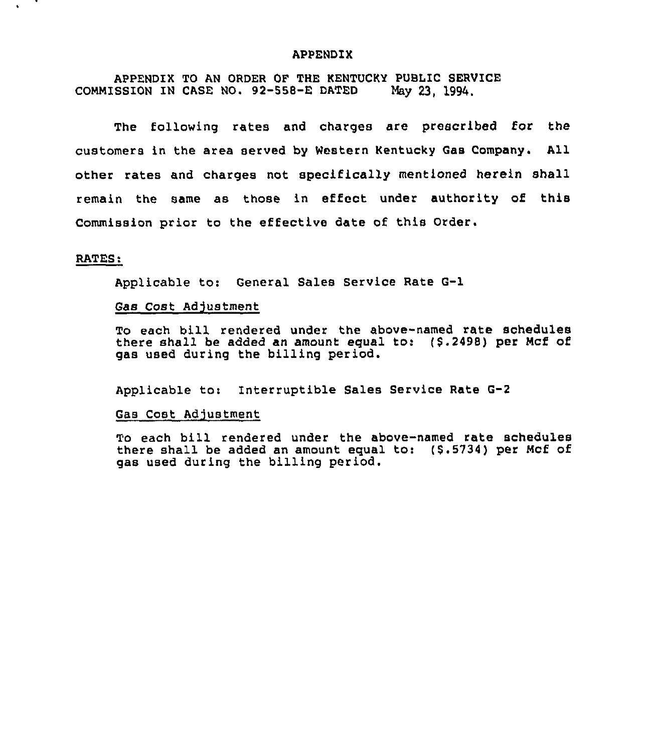# APPENDIX

APPENDIX TO AN ORDER OF THE KENTUCKY PUBLIC SERVICE COMMISSION IN CASE NO. 92-558-E DATED May 23, 1994.

The following rates and charges are prescribed for the customers in the area served by Western Kentucky Gas Company. All other rates and charges not specifically mentioned herein shall remain the same as those in effect under authority of this Commission prior to the effective date of this Order.

RATES:

Applicable to: General Sales Service Rate G-1

Gas Cost Adjustment

To each bill rendered under the above-named rate schedules there shall be added an amount equal to: ($.2498) per Mcf of gas used during the billing period.

Applicable to: Interruptible Sales Service Rate G-2

Gas Cost Adjustment

To each bill rendered under the above-named rate schedules there shall be added an amount equal to: ($.5734) per Mcf of gas used during the billing period.